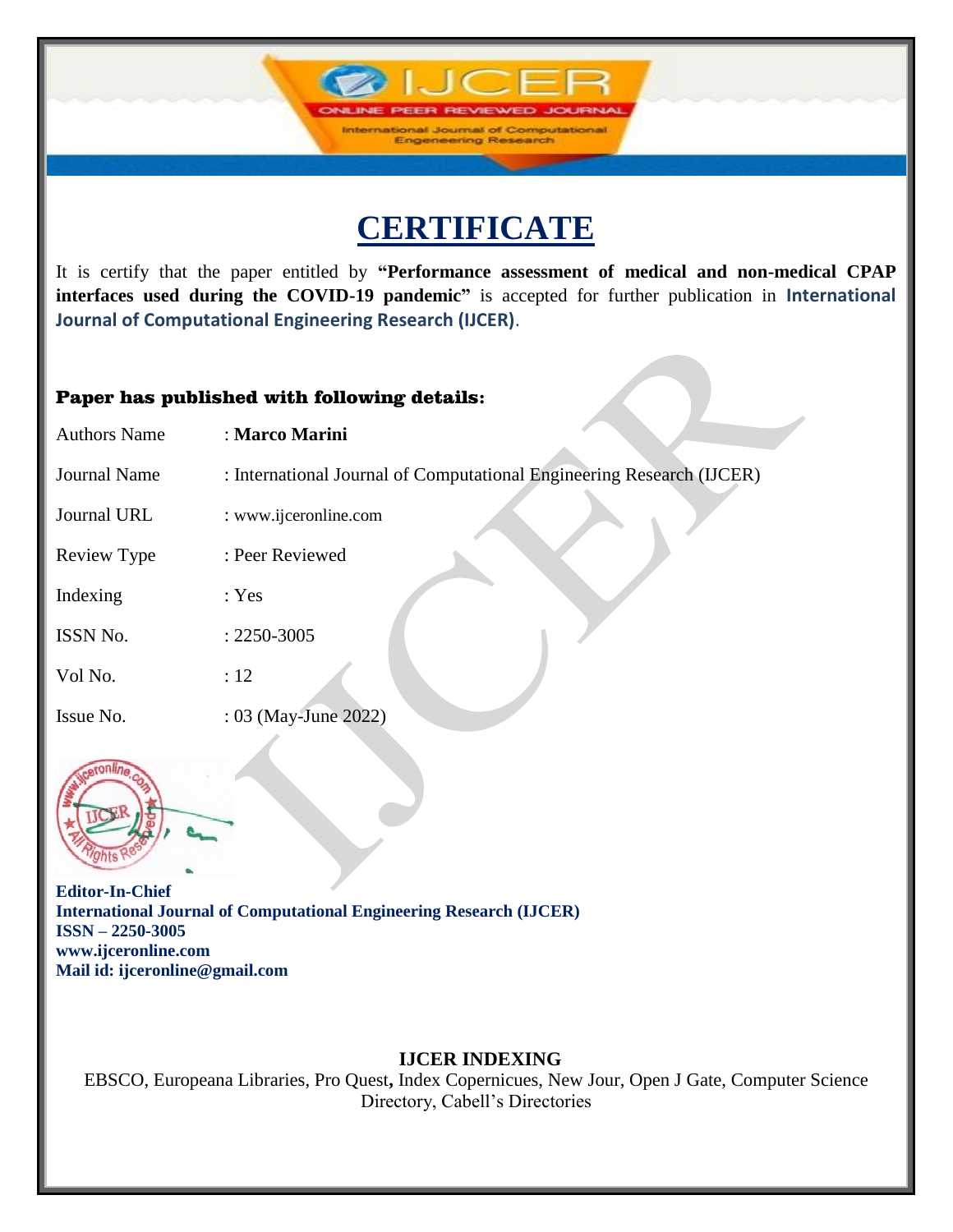# CERTIFICATE

It is certify that the paper entitled by **"Performance assessment of medical and non-medical CPAP interfaces used during the COVID-19 pandemic"** is accepted for further publication in **International Journal of Computational Engineering Research (IJCER)**.

**Paper has published with following details:**

| | |
|---|---|
| Authors Name | : **Marco Marini** |
| Journal Name | : International Journal of Computational Engineering Research (IJCER) |
| Journal URL | : www.ijceronline.com |
| Review Type | : Peer Reviewed |
| Indexing | : Yes |
| ISSN No. | : 2250-3005 |
| Vol No. | : 12 |
| Issue No. | : 03 (May-June 2022) |

**Editor-In-Chief**
**International Journal of Computational Engineering Research (IJCER)**
**ISSN – 2250-3005**
**www.ijceronline.com**
**Mail id: ijceronline@gmail.com**

**IJCER INDEXING**

EBSCO, Europeana Libraries, Pro Quest, Index Copernicues, New Jour, Open J Gate, Computer Science Directory, Cabell's Directories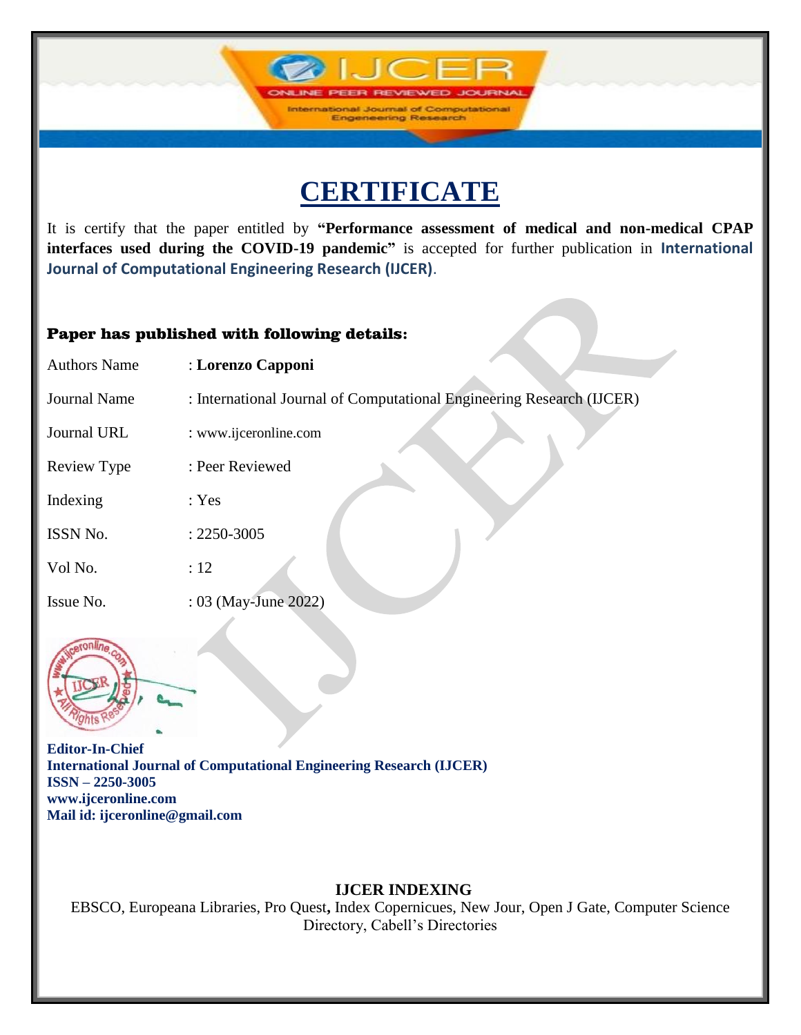# CERTIFICATE

It is certify that the paper entitled by **"Performance assessment of medical and non-medical CPAP interfaces used during the COVID-19 pandemic"** is accepted for further publication in **International Journal of Computational Engineering Research (IJCER)**.

**Paper has published with following details:**

| | |
|---|---|
| Authors Name | : **Lorenzo Capponi** |
| Journal Name | : International Journal of Computational Engineering Research (IJCER) |
| Journal URL | : www.ijceronline.com |
| Review Type | : Peer Reviewed |
| Indexing | : Yes |
| ISSN No. | : 2250-3005 |
| Vol No. | : 12 |
| Issue No. | : 03 (May-June 2022) |

**Editor-In-Chief**
**International Journal of Computational Engineering Research (IJCER)**
**ISSN – 2250-3005**
**www.ijceronline.com**
**Mail id: ijceronline@gmail.com**

**IJCER INDEXING**

EBSCO, Europeana Libraries, Pro Quest, Index Copernicues, New Jour, Open J Gate, Computer Science Directory, Cabell's Directories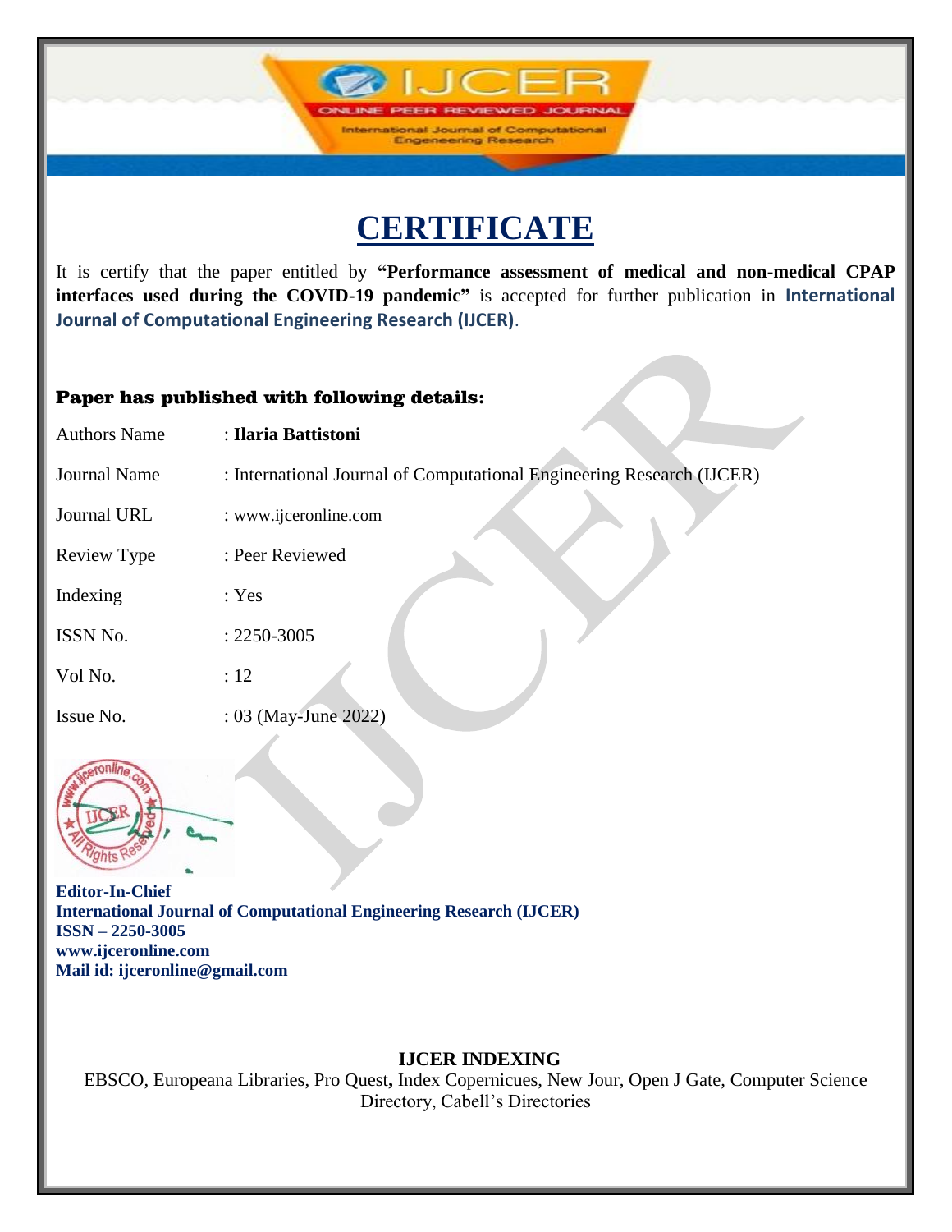# CERTIFICATE

It is certify that the paper entitled by **"Performance assessment of medical and non-medical CPAP interfaces used during the COVID-19 pandemic"** is accepted for further publication in **International Journal of Computational Engineering Research (IJCER)**.

**Paper has published with following details:**

| | |
|---|---|
| Authors Name | : **Ilaria Battistoni** |
| Journal Name | : International Journal of Computational Engineering Research (IJCER) |
| Journal URL | : www.ijceronline.com |
| Review Type | : Peer Reviewed |
| Indexing | : Yes |
| ISSN No. | : 2250-3005 |
| Vol No. | : 12 |
| Issue No. | : 03 (May-June 2022) |

**Editor-In-Chief**
**International Journal of Computational Engineering Research (IJCER)**
**ISSN – 2250-3005**
**www.ijceronline.com**
**Mail id: ijceronline@gmail.com**

**IJCER INDEXING**

EBSCO, Europeana Libraries, Pro Quest, Index Copernicues, New Jour, Open J Gate, Computer Science Directory, Cabell's Directories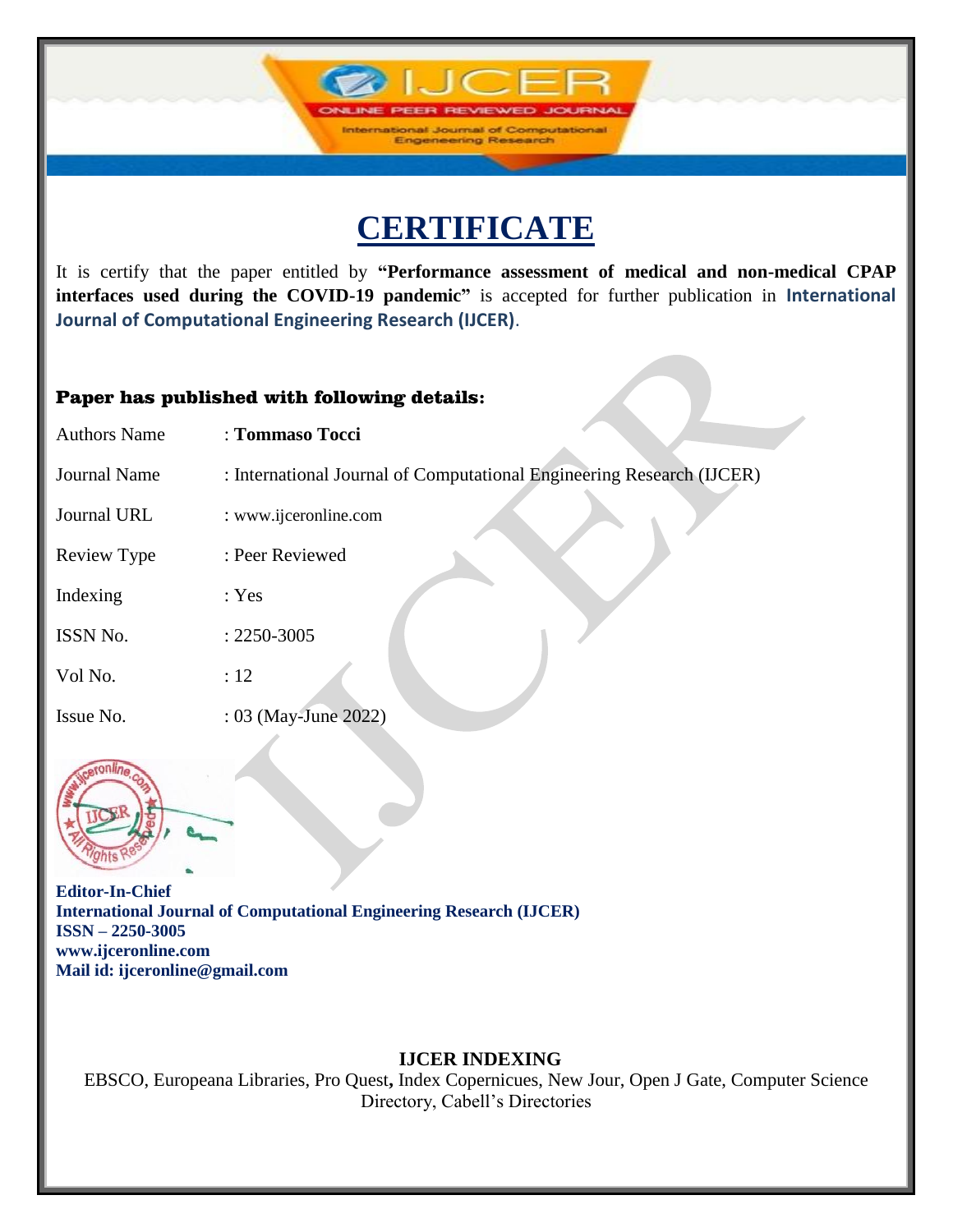International Journal of Computational Engineering Research

ONLINE PEER REVIEWED JOURNAL

# CERTIFICATE

It is certify that the paper entitled by **"Performance assessment of medical and non-medical CPAP interfaces used during the COVID-19 pandemic"** is accepted for further publication in **International Journal of Computational Engineering Research (IJCER)**.

### Paper has published with following details:

| | |
|---|---|
| Authors Name | : **Tommaso Tocci** |
| Journal Name | : International Journal of Computational Engineering Research (IJCER) |
| Journal URL | : www.ijceronline.com |
| Review Type | : Peer Reviewed |
| Indexing | : Yes |
| ISSN No. | : 2250-3005 |
| Vol No. | : 12 |
| Issue No. | : 03 (May-June 2022) |

**Editor-In-Chief**
**International Journal of Computational Engineering Research (IJCER)**
**ISSN – 2250-3005**
**www.ijceronline.com**
**Mail id: ijceronline@gmail.com**

**IJCER INDEXING**

EBSCO, Europeana Libraries, Pro Quest, Index Copernicues, New Jour, Open J Gate, Computer Science Directory, Cabell's Directories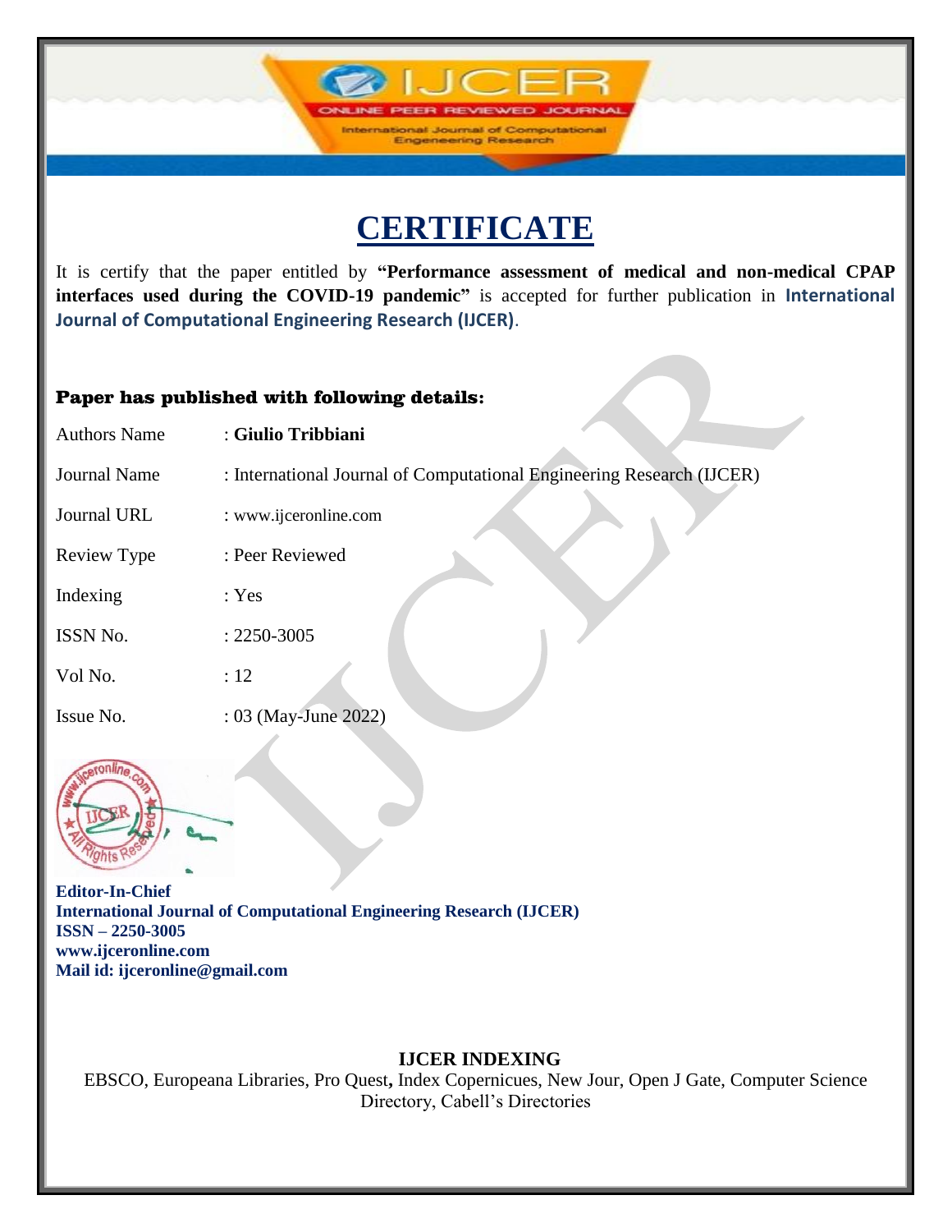# CERTIFICATE

It is certify that the paper entitled by **"Performance assessment of medical and non-medical CPAP interfaces used during the COVID-19 pandemic"** is accepted for further publication in **International Journal of Computational Engineering Research (IJCER)**.

**Paper has published with following details:**

| | |
|---|---|
| Authors Name | : **Giulio Tribbiani** |
| Journal Name | : International Journal of Computational Engineering Research (IJCER) |
| Journal URL | : www.ijceronline.com |
| Review Type | : Peer Reviewed |
| Indexing | : Yes |
| ISSN No. | : 2250-3005 |
| Vol No. | : 12 |
| Issue No. | : 03 (May-June 2022) |

**Editor-In-Chief**
**International Journal of Computational Engineering Research (IJCER)**
**ISSN – 2250-3005**
**www.ijceronline.com**
**Mail id: ijceronline@gmail.com**

**IJCER INDEXING**

EBSCO, Europeana Libraries, Pro Quest, Index Copernicues, New Jour, Open J Gate, Computer Science Directory, Cabell's Directories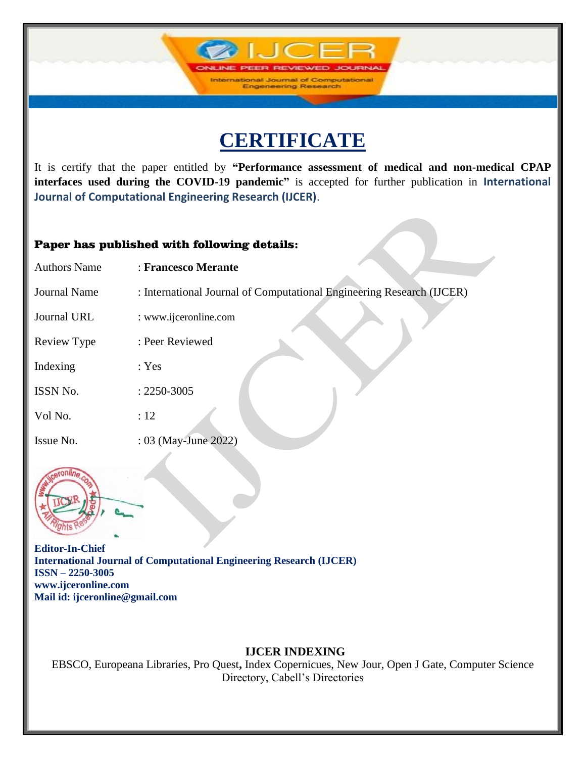IJCER

ONLINE PEER REVIEWED JOURNAL

International Journal of Computational Engeneering Research

# CERTIFICATE

It is certify that the paper entitled by **"Performance assessment of medical and non-medical CPAP interfaces used during the COVID-19 pandemic"** is accepted for further publication in **International Journal of Computational Engineering Research (IJCER)**.

**Paper has published with following details:**

| | |
|---|---|
| Authors Name | : **Francesco Merante** |
| Journal Name | : International Journal of Computational Engineering Research (IJCER) |
| Journal URL | : www.ijceronline.com |
| Review Type | : Peer Reviewed |
| Indexing | : Yes |
| ISSN No. | : 2250-3005 |
| Vol No. | : 12 |
| Issue No. | : 03 (May-June 2022) |

**Editor-In-Chief**
**International Journal of Computational Engineering Research (IJCER)**
**ISSN – 2250-3005**
**www.ijceronline.com**
**Mail id: ijceronline@gmail.com**

**IJCER INDEXING**

EBSCO, Europeana Libraries, Pro Quest, Index Copernicues, New Jour, Open J Gate, Computer Science Directory, Cabell's Directories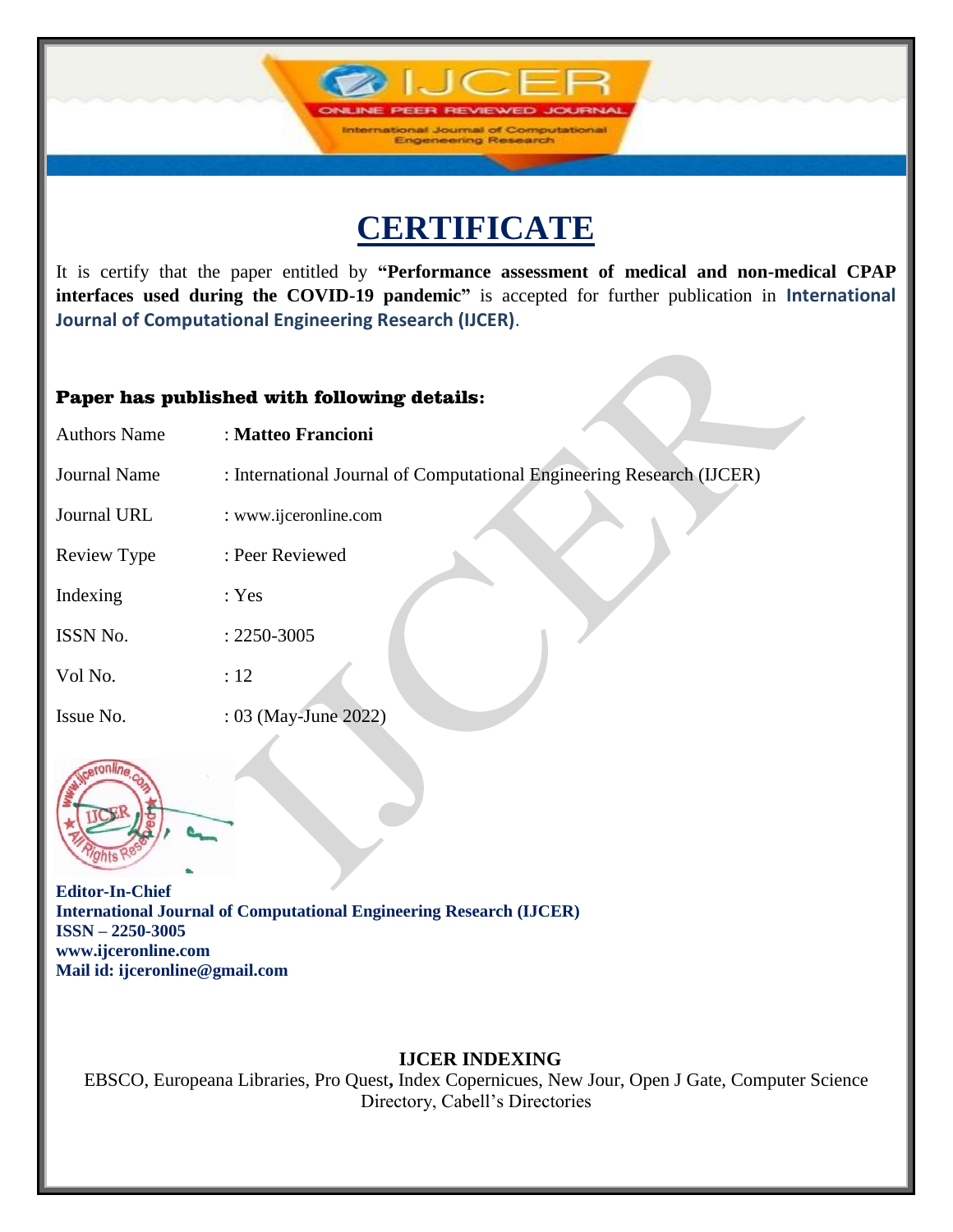IJCER

ONLINE PEER REVIEWED JOURNAL

International Journal of Computational Engeneering Research

# CERTIFICATE

It is certify that the paper entitled by **"Performance assessment of medical and non-medical CPAP interfaces used during the COVID-19 pandemic"** is accepted for further publication in **International Journal of Computational Engineering Research (IJCER)**.

**Paper has published with following details:**

| | |
|---|---|
| Authors Name | : **Matteo Francioni** |
| Journal Name | : International Journal of Computational Engineering Research (IJCER) |
| Journal URL | : www.ijceronline.com |
| Review Type | : Peer Reviewed |
| Indexing | : Yes |
| ISSN No. | : 2250-3005 |
| Vol No. | : 12 |
| Issue No. | : 03 (May-June 2022) |

**Editor-In-Chief**
**International Journal of Computational Engineering Research (IJCER)**
**ISSN – 2250-3005**
**www.ijceronline.com**
**Mail id: ijceronline@gmail.com**

**IJCER INDEXING**

EBSCO, Europeana Libraries, Pro Quest, Index Copernicues, New Jour, Open J Gate, Computer Science Directory, Cabell's Directories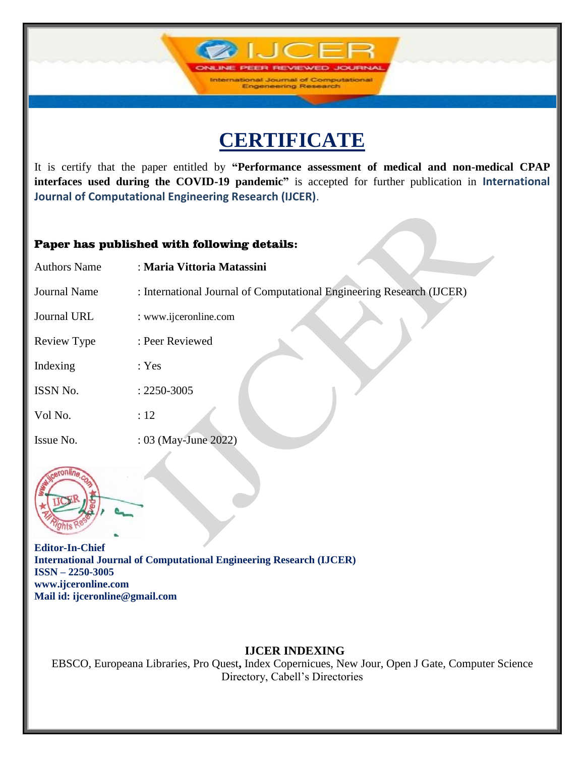# CERTIFICATE

It is certify that the paper entitled by **"Performance assessment of medical and non-medical CPAP interfaces used during the COVID-19 pandemic"** is accepted for further publication in **International Journal of Computational Engineering Research (IJCER)**.

**Paper has published with following details:**

| | |
|---|---|
| Authors Name | : **Maria Vittoria Matassini** |
| Journal Name | : International Journal of Computational Engineering Research (IJCER) |
| Journal URL | : www.ijceronline.com |
| Review Type | : Peer Reviewed |
| Indexing | : Yes |
| ISSN No. | : 2250-3005 |
| Vol No. | : 12 |
| Issue No. | : 03 (May-June 2022) |

**Editor-In-Chief**
**International Journal of Computational Engineering Research (IJCER)**
**ISSN – 2250-3005**
**www.ijceronline.com**
**Mail id: ijceronline@gmail.com**

**IJCER INDEXING**

EBSCO, Europeana Libraries, Pro Quest, Index Copernicues, New Jour, Open J Gate, Computer Science Directory, Cabell's Directories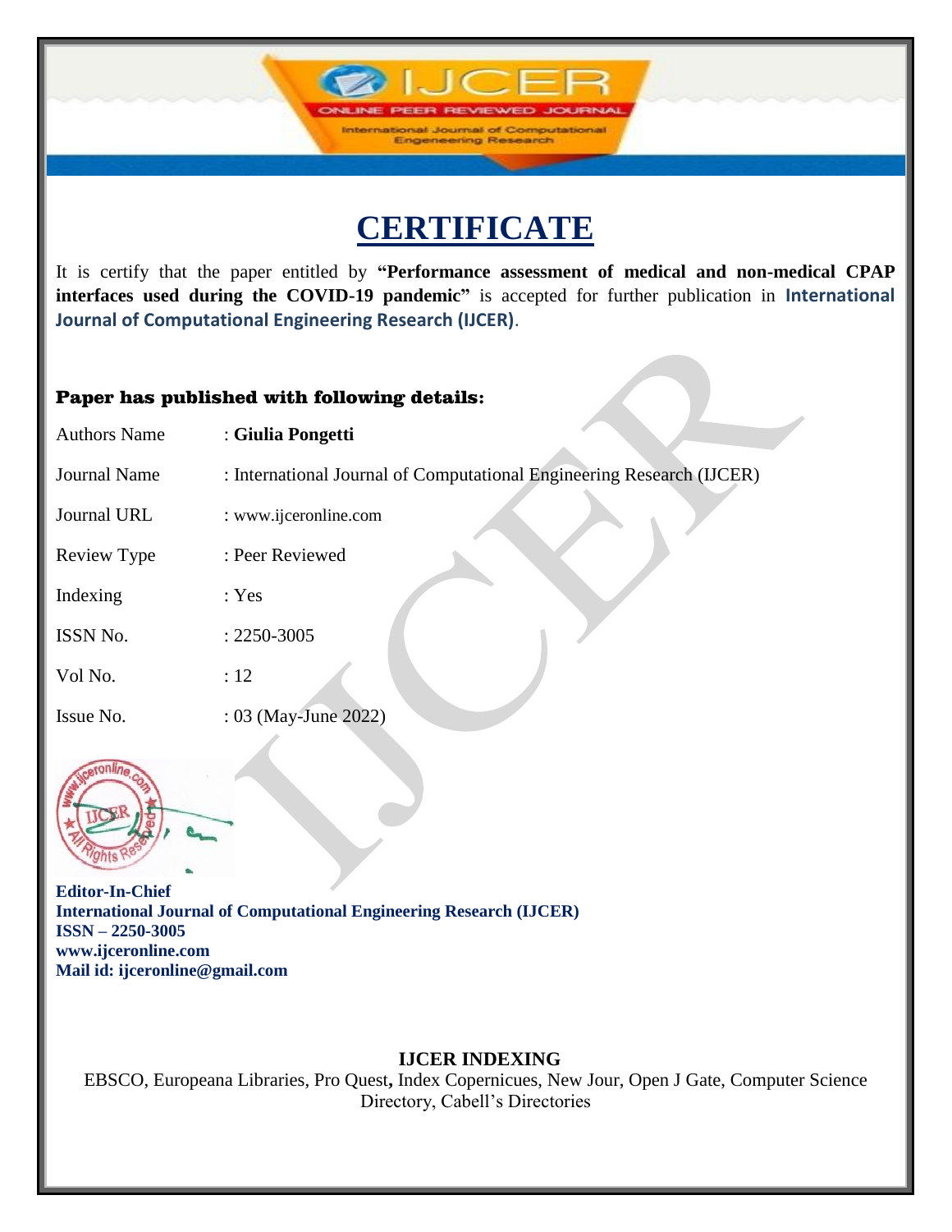# CERTIFICATE

It is certify that the paper entitled by **"Performance assessment of medical and non-medical CPAP interfaces used during the COVID-19 pandemic"** is accepted for further publication in **International Journal of Computational Engineering Research (IJCER)**.

**Paper has published with following details:**

| | |
|---|---|
| Authors Name | : **Giulia Pongetti** |
| Journal Name | : International Journal of Computational Engineering Research (IJCER) |
| Journal URL | : www.ijceronline.com |
| Review Type | : Peer Reviewed |
| Indexing | : Yes |
| ISSN No. | : 2250-3005 |
| Vol No. | : 12 |
| Issue No. | : 03 (May-June 2022) |

**Editor-In-Chief**
**International Journal of Computational Engineering Research (IJCER)**
**ISSN – 2250-3005**
**www.ijceronline.com**
**Mail id: ijceronline@gmail.com**

**IJCER INDEXING**

EBSCO, Europeana Libraries, Pro Quest, Index Copernicues, New Jour, Open J Gate, Computer Science Directory, Cabell's Directories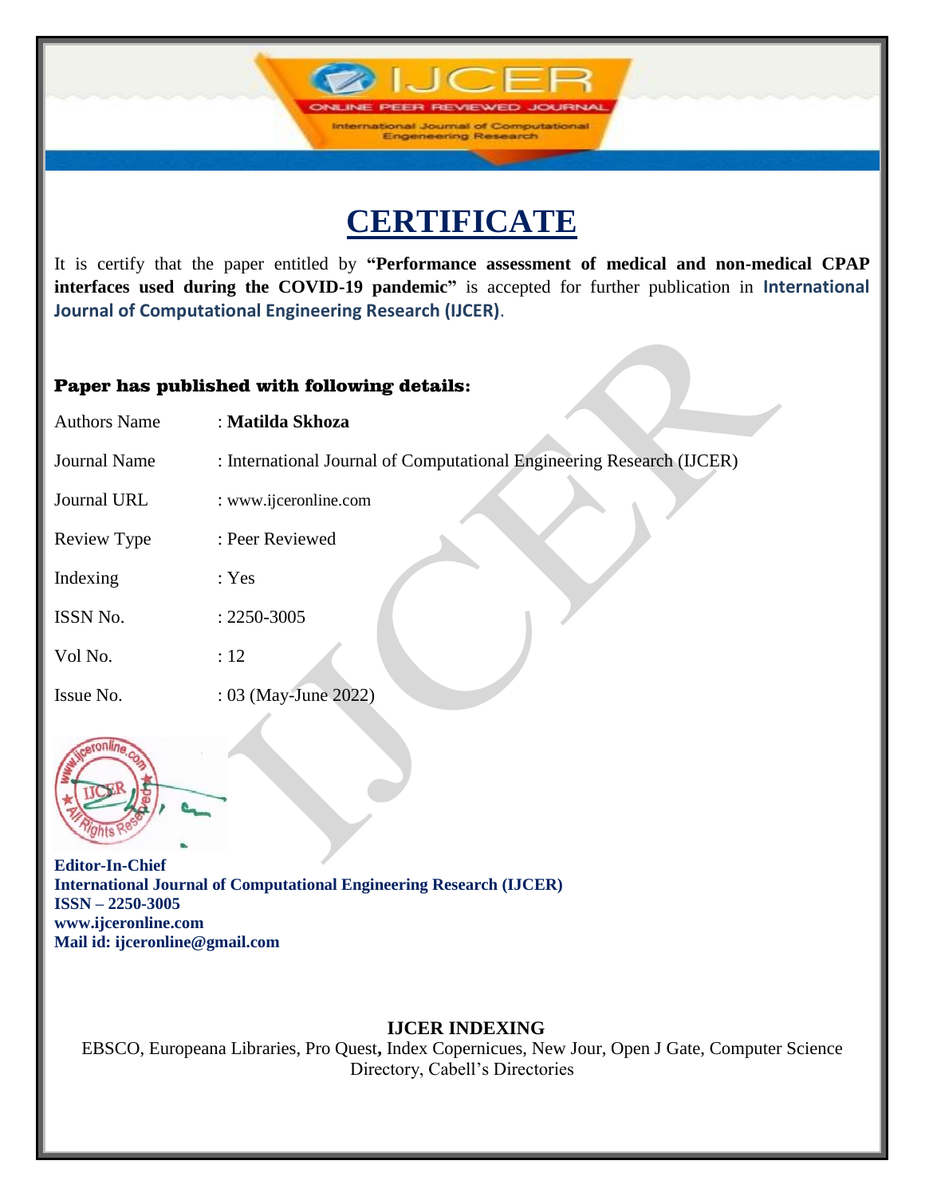IJCER

ONLINE PEER REVIEWED JOURNAL

International Journal of Computational Engeneering Research

# CERTIFICATE

It is certify that the paper entitled by **"Performance assessment of medical and non-medical CPAP interfaces used during the COVID-19 pandemic"** is accepted for further publication in **International Journal of Computational Engineering Research (IJCER)**.

**Paper has published with following details:**

| | |
|---|---|
| Authors Name | : **Matilda Skhoza** |
| Journal Name | : International Journal of Computational Engineering Research (IJCER) |
| Journal URL | : www.ijceronline.com |
| Review Type | : Peer Reviewed |
| Indexing | : Yes |
| ISSN No. | : 2250-3005 |
| Vol No. | : 12 |
| Issue No. | : 03 (May-June 2022) |

**Editor-In-Chief**
**International Journal of Computational Engineering Research (IJCER)**
**ISSN – 2250-3005**
**www.ijceronline.com**
**Mail id: ijceronline@gmail.com**

**IJCER INDEXING**

EBSCO, Europeana Libraries, Pro Quest, Index Copernicues, New Jour, Open J Gate, Computer Science Directory, Cabell's Directories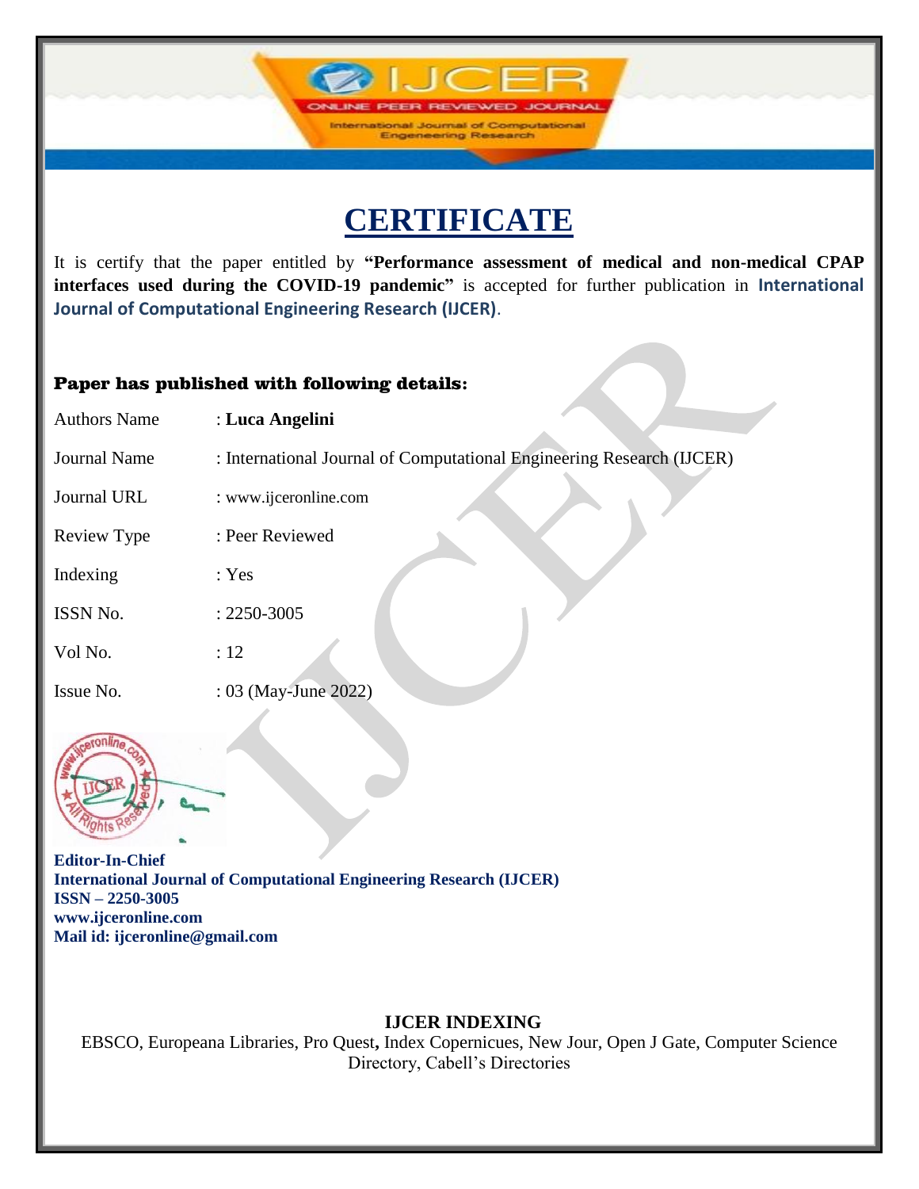# CERTIFICATE

It is certify that the paper entitled by **"Performance assessment of medical and non-medical CPAP interfaces used during the COVID-19 pandemic"** is accepted for further publication in **International Journal of Computational Engineering Research (IJCER)**.

**Paper has published with following details:**

| | |
|---|---|
| Authors Name | : **Luca Angelini** |
| Journal Name | : International Journal of Computational Engineering Research (IJCER) |
| Journal URL | : www.ijceronline.com |
| Review Type | : Peer Reviewed |
| Indexing | : Yes |
| ISSN No. | : 2250-3005 |
| Vol No. | : 12 |
| Issue No. | : 03 (May-June 2022) |

**Editor-In-Chief**
**International Journal of Computational Engineering Research (IJCER)**
**ISSN – 2250-3005**
**www.ijceronline.com**
**Mail id: ijceronline@gmail.com**

**IJCER INDEXING**

EBSCO, Europeana Libraries, Pro Quest, Index Copernicues, New Jour, Open J Gate, Computer Science Directory, Cabell's Directories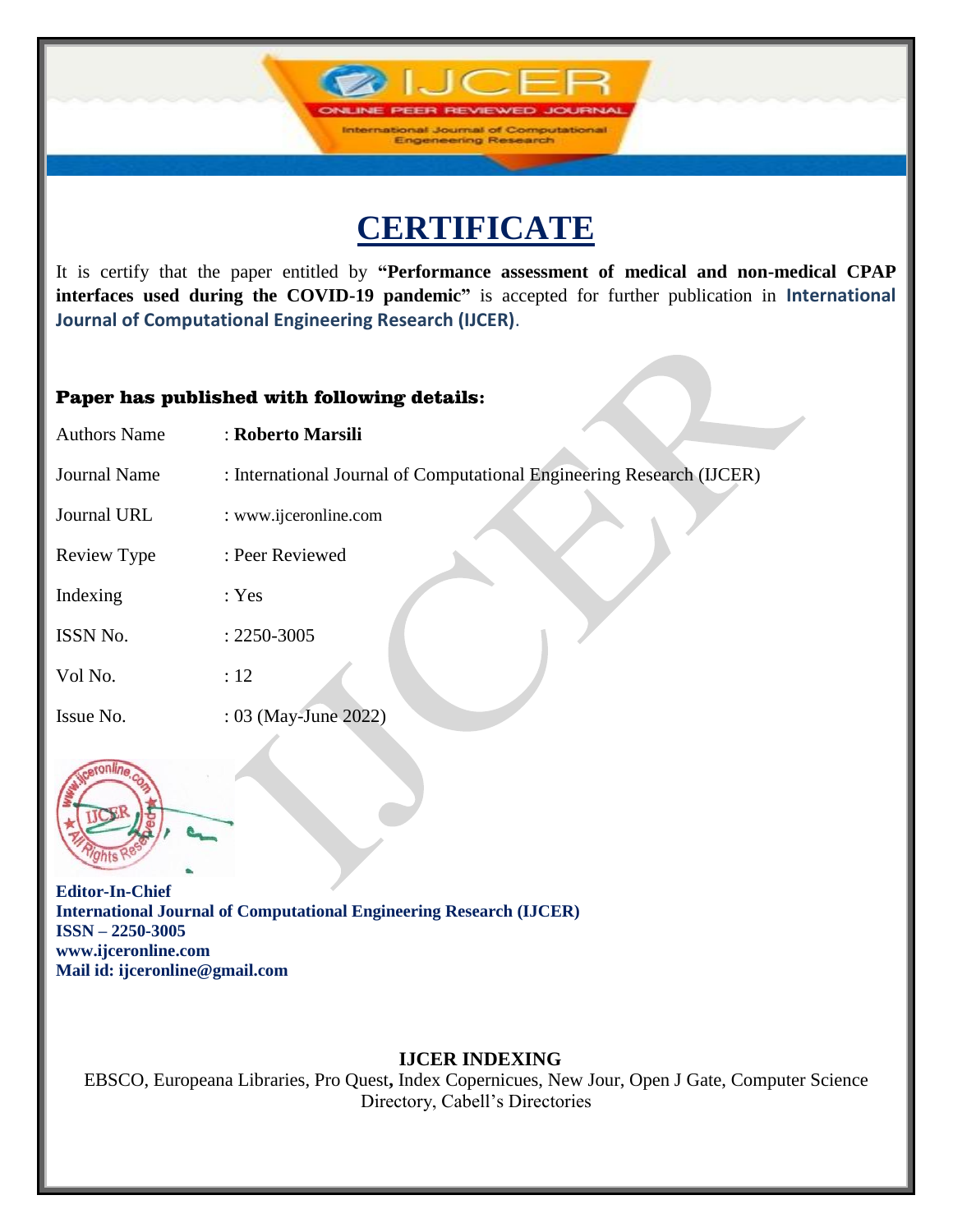# CERTIFICATE

It is certify that the paper entitled by **"Performance assessment of medical and non-medical CPAP interfaces used during the COVID-19 pandemic"** is accepted for further publication in **International Journal of Computational Engineering Research (IJCER)**.

### Paper has published with following details:

| | |
|---|---|
| Authors Name | : **Roberto Marsili** |
| Journal Name | : International Journal of Computational Engineering Research (IJCER) |
| Journal URL | : www.ijceronline.com |
| Review Type | : Peer Reviewed |
| Indexing | : Yes |
| ISSN No. | : 2250-3005 |
| Vol No. | : 12 |
| Issue No. | : 03 (May-June 2022) |

**Editor-In-Chief**
**International Journal of Computational Engineering Research (IJCER)**
**ISSN – 2250-3005**
**www.ijceronline.com**
**Mail id: ijceronline@gmail.com**

**IJCER INDEXING**

EBSCO, Europeana Libraries, Pro Quest, Index Copernicues, New Jour, Open J Gate, Computer Science Directory, Cabell's Directories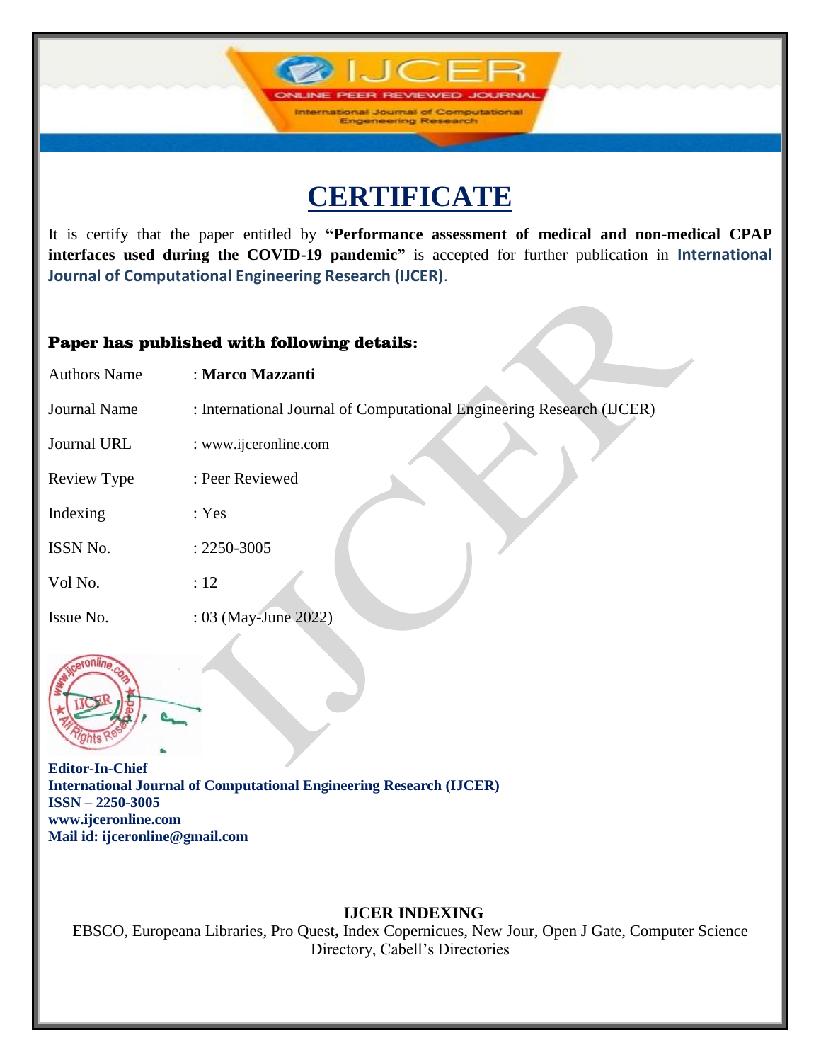# CERTIFICATE

It is certify that the paper entitled by **"Performance assessment of medical and non-medical CPAP interfaces used during the COVID-19 pandemic"** is accepted for further publication in **International Journal of Computational Engineering Research (IJCER)**.

**Paper has published with following details:**

| | |
|---|---|
| Authors Name | : **Marco Mazzanti** |
| Journal Name | : International Journal of Computational Engineering Research (IJCER) |
| Journal URL | : www.ijceronline.com |
| Review Type | : Peer Reviewed |
| Indexing | : Yes |
| ISSN No. | : 2250-3005 |
| Vol No. | : 12 |
| Issue No. | : 03 (May-June 2022) |

**Editor-In-Chief**
**International Journal of Computational Engineering Research (IJCER)**
**ISSN – 2250-3005**
**www.ijceronline.com**
**Mail id: ijceronline@gmail.com**

**IJCER INDEXING**

EBSCO, Europeana Libraries, Pro Quest, Index Copernicues, New Jour, Open J Gate, Computer Science Directory, Cabell's Directories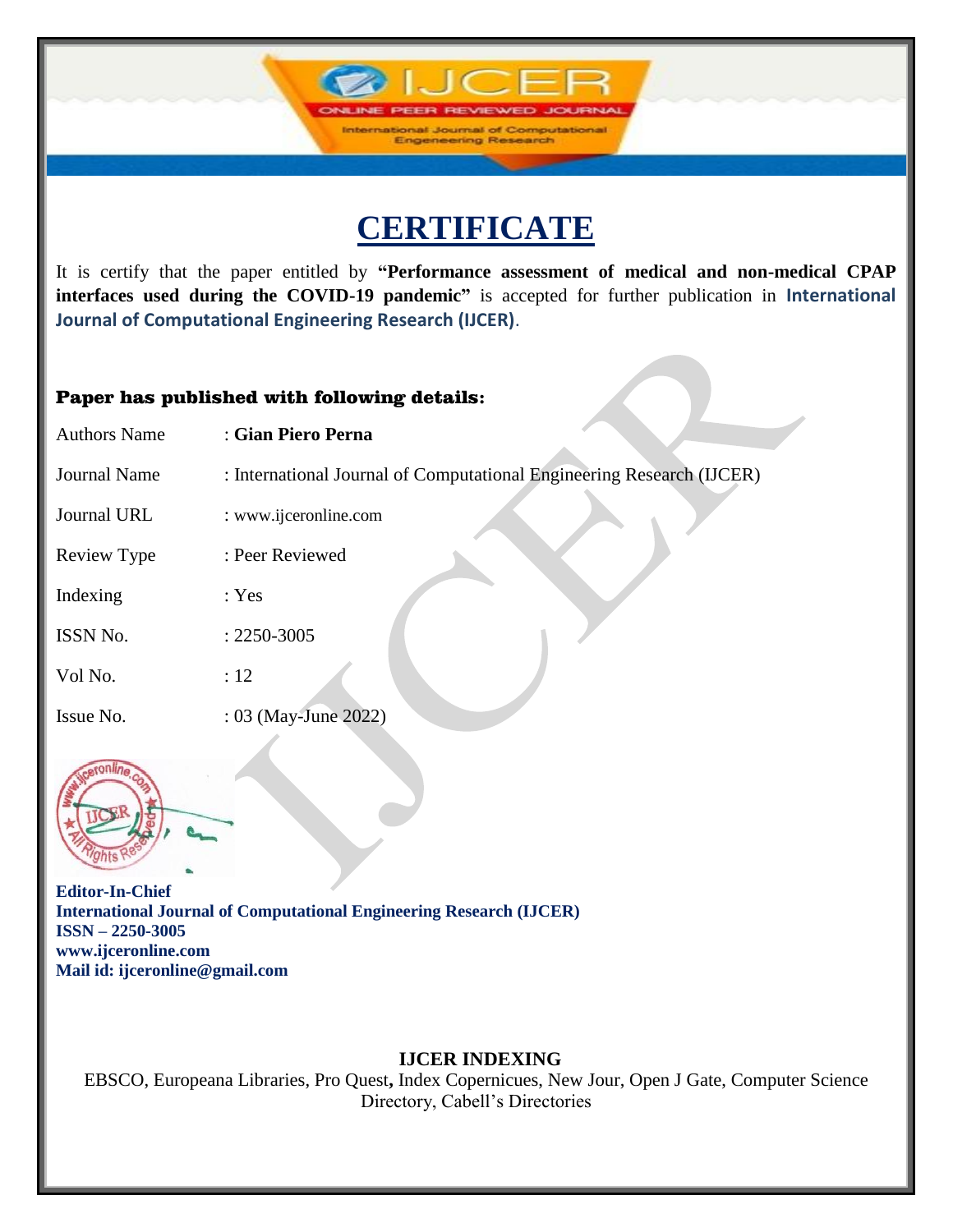# CERTIFICATE

It is certify that the paper entitled by **"Performance assessment of medical and non-medical CPAP interfaces used during the COVID-19 pandemic"** is accepted for further publication in **International Journal of Computational Engineering Research (IJCER)**.

**Paper has published with following details:**

| | |
|---|---|
| Authors Name | : **Gian Piero Perna** |
| Journal Name | : International Journal of Computational Engineering Research (IJCER) |
| Journal URL | : www.ijceronline.com |
| Review Type | : Peer Reviewed |
| Indexing | : Yes |
| ISSN No. | : 2250-3005 |
| Vol No. | : 12 |
| Issue No. | : 03 (May-June 2022) |

**Editor-In-Chief**
**International Journal of Computational Engineering Research (IJCER)**
**ISSN – 2250-3005**
**www.ijceronline.com**
**Mail id: ijceronline@gmail.com**

**IJCER INDEXING**

EBSCO, Europeana Libraries, Pro Quest, Index Copernicues, New Jour, Open J Gate, Computer Science Directory, Cabell's Directories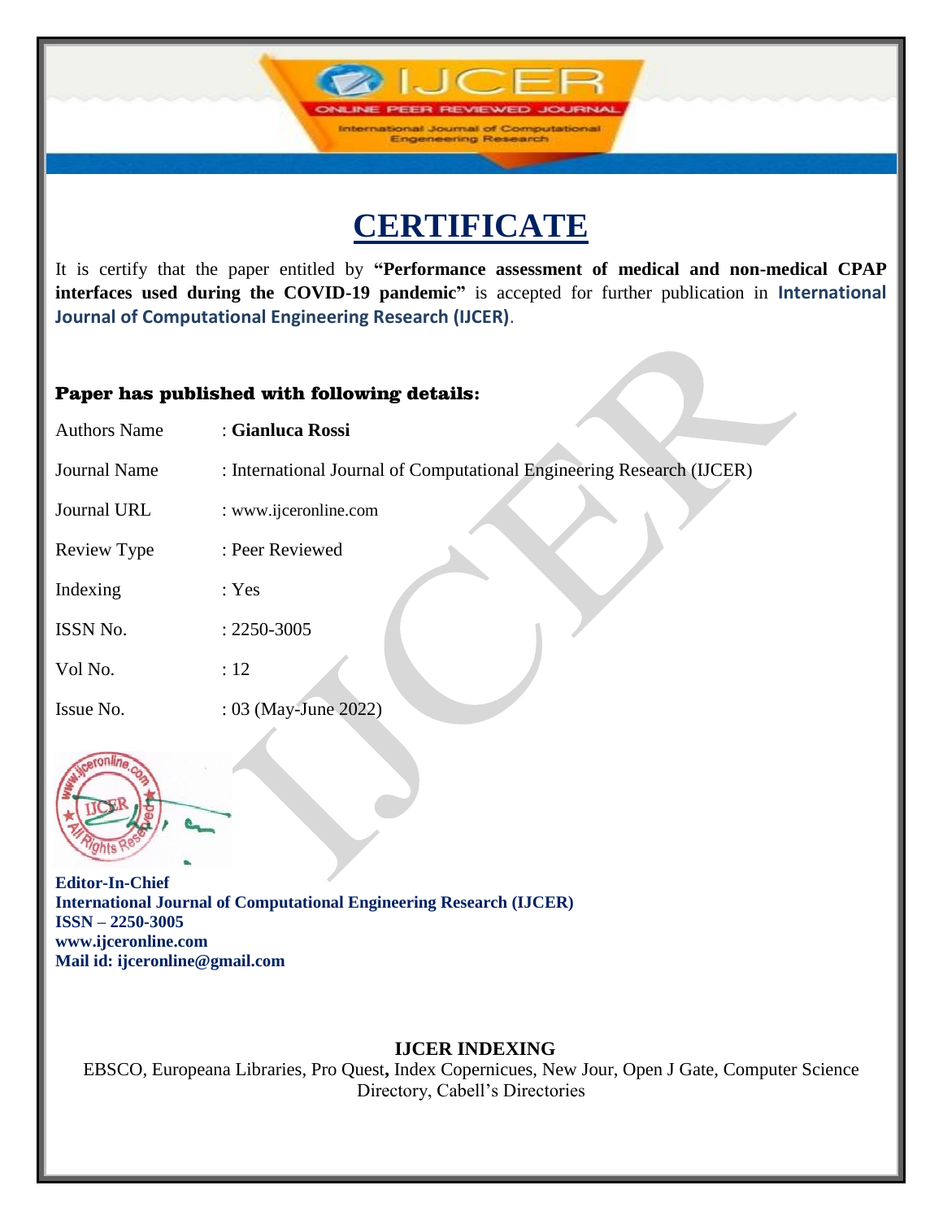# CERTIFICATE

It is certify that the paper entitled by **"Performance assessment of medical and non-medical CPAP interfaces used during the COVID-19 pandemic"** is accepted for further publication in **International Journal of Computational Engineering Research (IJCER)**.

### Paper has published with following details:

| | |
|---|---|
| Authors Name | : **Gianluca Rossi** |
| Journal Name | : International Journal of Computational Engineering Research (IJCER) |
| Journal URL | : www.ijceronline.com |
| Review Type | : Peer Reviewed |
| Indexing | : Yes |
| ISSN No. | : 2250-3005 |
| Vol No. | : 12 |
| Issue No. | : 03 (May-June 2022) |

**Editor-In-Chief**
**International Journal of Computational Engineering Research (IJCER)**
**ISSN – 2250-3005**
**www.ijceronline.com**
**Mail id: ijceronline@gmail.com**

**IJCER INDEXING**

EBSCO, Europeana Libraries, Pro Quest, Index Copernicues, New Jour, Open J Gate, Computer Science Directory, Cabell's Directories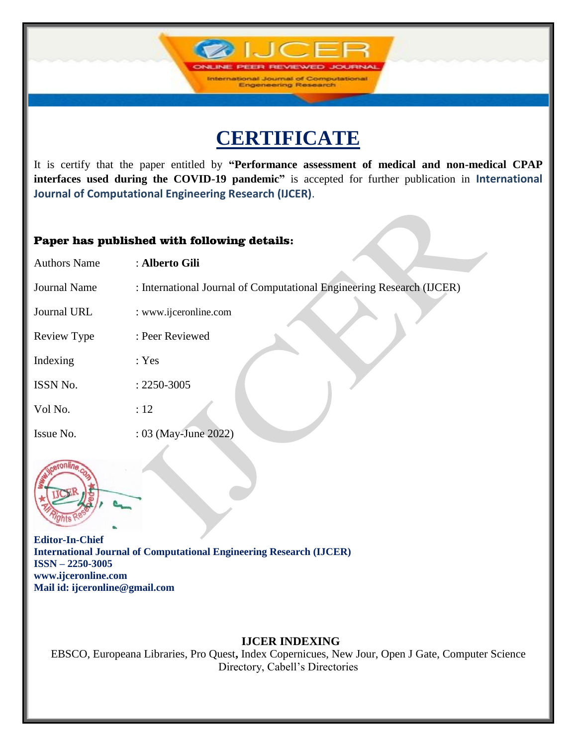# CERTIFICATE

It is certify that the paper entitled by **"Performance assessment of medical and non-medical CPAP interfaces used during the COVID-19 pandemic"** is accepted for further publication in **International Journal of Computational Engineering Research (IJCER)**.

**Paper has published with following details:**

| | |
|---|---|
| Authors Name | : **Alberto Gili** |
| Journal Name | : International Journal of Computational Engineering Research (IJCER) |
| Journal URL | : www.ijceronline.com |
| Review Type | : Peer Reviewed |
| Indexing | : Yes |
| ISSN No. | : 2250-3005 |
| Vol No. | : 12 |
| Issue No. | : 03 (May-June 2022) |

**Editor-In-Chief**
**International Journal of Computational Engineering Research (IJCER)**
**ISSN – 2250-3005**
**www.ijceronline.com**
**Mail id: ijceronline@gmail.com**

**IJCER INDEXING**

EBSCO, Europeana Libraries, Pro Quest, Index Copernicues, New Jour, Open J Gate, Computer Science Directory, Cabell's Directories